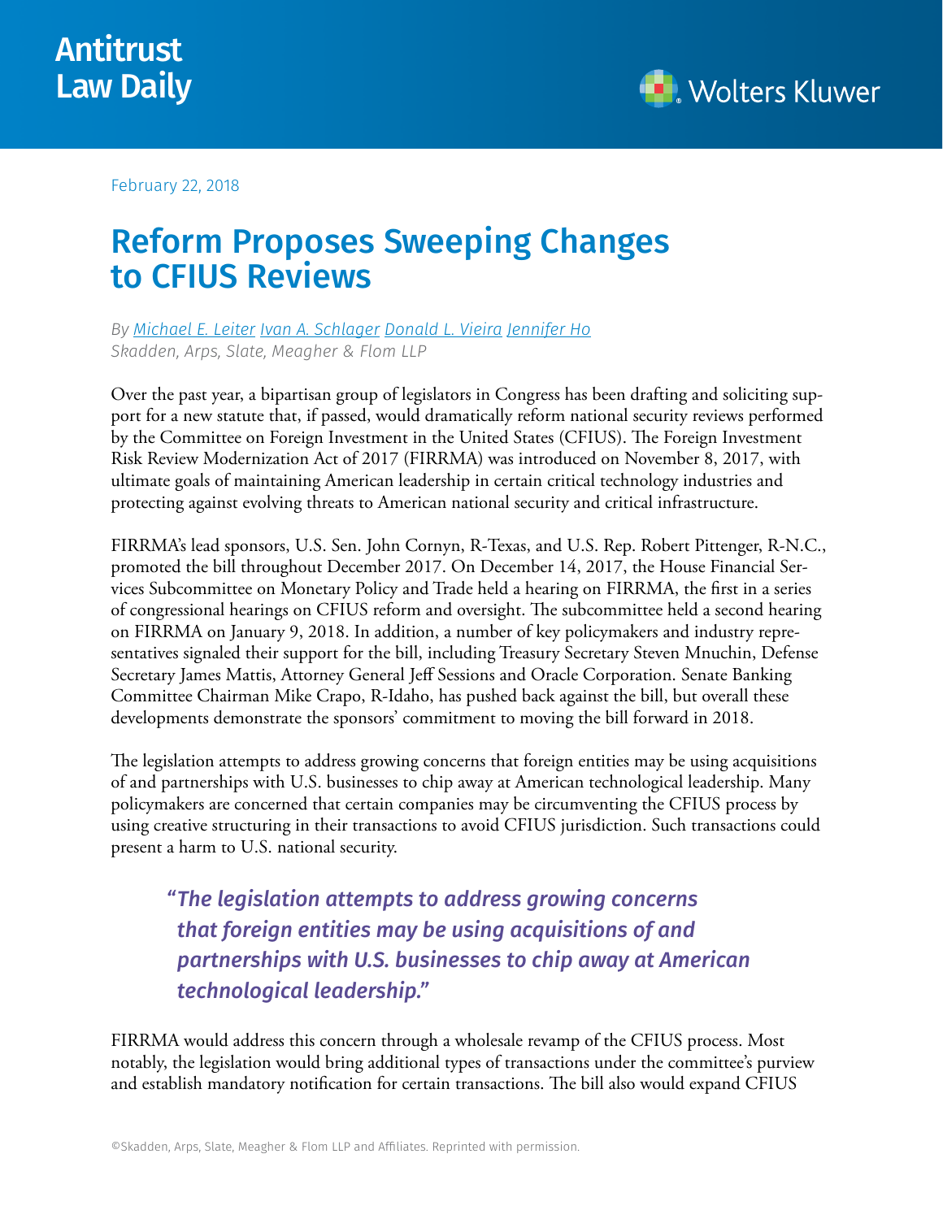February 22, 2018

# Reform Proposes Sweeping Changes to CFIUS Reviews

*By [Michael E. Leiter] [Ivan A. Schlager] [Donald L. Vieira] [Jennifer Ho]*
*Skadden, Arps, Slate, Meagher & Flom LLP*

Over the past year, a bipartisan group of legislators in Congress has been drafting and soliciting support for a new statute that, if passed, would dramatically reform national security reviews performed by the Committee on Foreign Investment in the United States (CFIUS). The Foreign Investment Risk Review Modernization Act of 2017 (FIRRMA) was introduced on November 8, 2017, with ultimate goals of maintaining American leadership in certain critical technology industries and protecting against evolving threats to American national security and critical infrastructure.

FIRRMA's lead sponsors, U.S. Sen. John Cornyn, R-Texas, and U.S. Rep. Robert Pittenger, R-N.C., promoted the bill throughout December 2017. On December 14, 2017, the House Financial Services Subcommittee on Monetary Policy and Trade held a hearing on FIRRMA, the first in a series of congressional hearings on CFIUS reform and oversight. The subcommittee held a second hearing on FIRRMA on January 9, 2018. In addition, a number of key policymakers and industry representatives signaled their support for the bill, including Treasury Secretary Steven Mnuchin, Defense Secretary James Mattis, Attorney General Jeff Sessions and Oracle Corporation. Senate Banking Committee Chairman Mike Crapo, R-Idaho, has pushed back against the bill, but overall these developments demonstrate the sponsors' commitment to moving the bill forward in 2018.

The legislation attempts to address growing concerns that foreign entities may be using acquisitions of and partnerships with U.S. businesses to chip away at American technological leadership. Many policymakers are concerned that certain companies may be circumventing the CFIUS process by using creative structuring in their transactions to avoid CFIUS jurisdiction. Such transactions could present a harm to U.S. national security.

> ***"The legislation attempts to address growing concerns that foreign entities may be using acquisitions of and partnerships with U.S. businesses to chip away at American technological leadership."***

FIRRMA would address this concern through a wholesale revamp of the CFIUS process. Most notably, the legislation would bring additional types of transactions under the committee's purview and establish mandatory notification for certain transactions. The bill also would expand CFIUS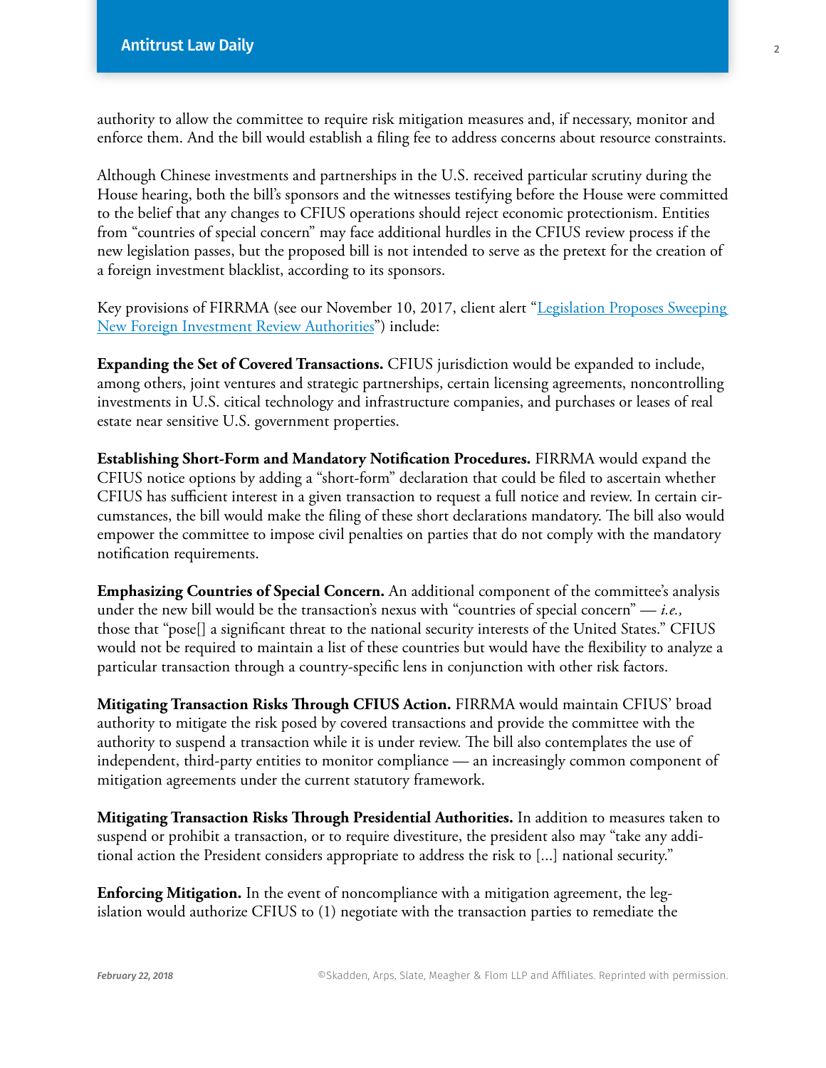authority to allow the committee to require risk mitigation measures and, if necessary, monitor and enforce them. And the bill would establish a filing fee to address concerns about resource constraints.

Although Chinese investments and partnerships in the U.S. received particular scrutiny during the House hearing, both the bill's sponsors and the witnesses testifying before the House were committed to the belief that any changes to CFIUS operations should reject economic protectionism. Entities from "countries of special concern" may face additional hurdles in the CFIUS review process if the new legislation passes, but the proposed bill is not intended to serve as the pretext for the creation of a foreign investment blacklist, according to its sponsors.

Key provisions of FIRRMA (see our November 10, 2017, client alert "Legislation Proposes Sweeping New Foreign Investment Review Authorities") include:

**Expanding the Set of Covered Transactions.** CFIUS jurisdiction would be expanded to include, among others, joint ventures and strategic partnerships, certain licensing agreements, noncontrolling investments in U.S. citical technology and infrastructure companies, and purchases or leases of real estate near sensitive U.S. government properties.

**Establishing Short-Form and Mandatory Notification Procedures.** FIRRMA would expand the CFIUS notice options by adding a "short-form" declaration that could be filed to ascertain whether CFIUS has sufficient interest in a given transaction to request a full notice and review. In certain circumstances, the bill would make the filing of these short declarations mandatory. The bill also would empower the committee to impose civil penalties on parties that do not comply with the mandatory notification requirements.

**Emphasizing Countries of Special Concern.** An additional component of the committee's analysis under the new bill would be the transaction's nexus with "countries of special concern" — *i.e.,* those that "pose[] a significant threat to the national security interests of the United States." CFIUS would not be required to maintain a list of these countries but would have the flexibility to analyze a particular transaction through a country-specific lens in conjunction with other risk factors.

**Mitigating Transaction Risks Through CFIUS Action.** FIRRMA would maintain CFIUS' broad authority to mitigate the risk posed by covered transactions and provide the committee with the authority to suspend a transaction while it is under review. The bill also contemplates the use of independent, third-party entities to monitor compliance — an increasingly common component of mitigation agreements under the current statutory framework.

**Mitigating Transaction Risks Through Presidential Authorities.** In addition to measures taken to suspend or prohibit a transaction, or to require divestiture, the president also may "take any additional action the President considers appropriate to address the risk to [...] national security."

**Enforcing Mitigation.** In the event of noncompliance with a mitigation agreement, the legislation would authorize CFIUS to (1) negotiate with the transaction parties to remediate the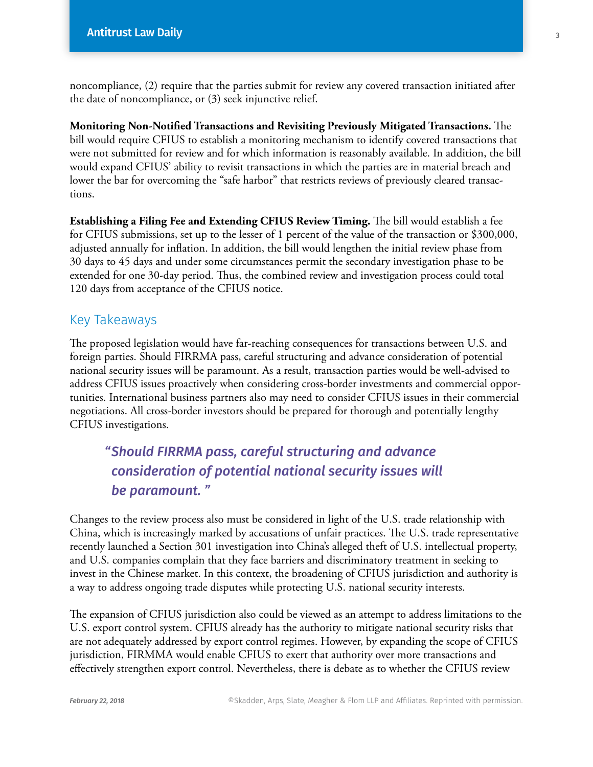noncompliance, (2) require that the parties submit for review any covered transaction initiated after the date of noncompliance, or (3) seek injunctive relief.

**Monitoring Non-Notified Transactions and Revisiting Previously Mitigated Transactions.** The bill would require CFIUS to establish a monitoring mechanism to identify covered transactions that were not submitted for review and for which information is reasonably available. In addition, the bill would expand CFIUS' ability to revisit transactions in which the parties are in material breach and lower the bar for overcoming the "safe harbor" that restricts reviews of previously cleared transactions.

**Establishing a Filing Fee and Extending CFIUS Review Timing.** The bill would establish a fee for CFIUS submissions, set up to the lesser of 1 percent of the value of the transaction or $300,000, adjusted annually for inflation. In addition, the bill would lengthen the initial review phase from 30 days to 45 days and under some circumstances permit the secondary investigation phase to be extended for one 30-day period. Thus, the combined review and investigation process could total 120 days from acceptance of the CFIUS notice.

## Key Takeaways

The proposed legislation would have far-reaching consequences for transactions between U.S. and foreign parties. Should FIRRMA pass, careful structuring and advance consideration of potential national security issues will be paramount. As a result, transaction parties would be well-advised to address CFIUS issues proactively when considering cross-border investments and commercial opportunities. International business partners also may need to consider CFIUS issues in their commercial negotiations. All cross-border investors should be prepared for thorough and potentially lengthy CFIUS investigations.

> *"Should FIRRMA pass, careful structuring and advance consideration of potential national security issues will be paramount."*

Changes to the review process also must be considered in light of the U.S. trade relationship with China, which is increasingly marked by accusations of unfair practices. The U.S. trade representative recently launched a Section 301 investigation into China's alleged theft of U.S. intellectual property, and U.S. companies complain that they face barriers and discriminatory treatment in seeking to invest in the Chinese market. In this context, the broadening of CFIUS jurisdiction and authority is a way to address ongoing trade disputes while protecting U.S. national security interests.

The expansion of CFIUS jurisdiction also could be viewed as an attempt to address limitations to the U.S. export control system. CFIUS already has the authority to mitigate national security risks that are not adequately addressed by export control regimes. However, by expanding the scope of CFIUS jurisdiction, FIRMMA would enable CFIUS to exert that authority over more transactions and effectively strengthen export control. Nevertheless, there is debate as to whether the CFIUS review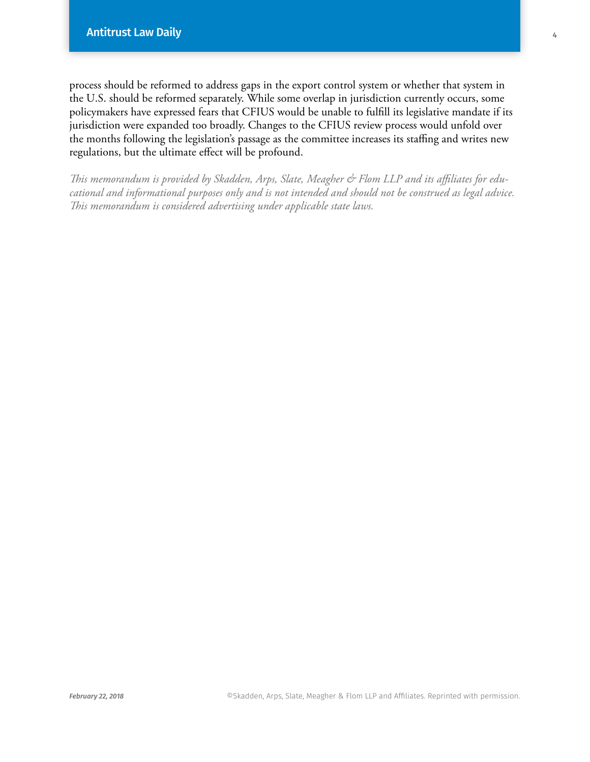process should be reformed to address gaps in the export control system or whether that system in the U.S. should be reformed separately. While some overlap in jurisdiction currently occurs, some policymakers have expressed fears that CFIUS would be unable to fulfill its legislative mandate if its jurisdiction were expanded too broadly. Changes to the CFIUS review process would unfold over the months following the legislation's passage as the committee increases its staffing and writes new regulations, but the ultimate effect will be profound.

*This memorandum is provided by Skadden, Arps, Slate, Meagher & Flom LLP and its affiliates for educational and informational purposes only and is not intended and should not be construed as legal advice. This memorandum is considered advertising under applicable state laws.*